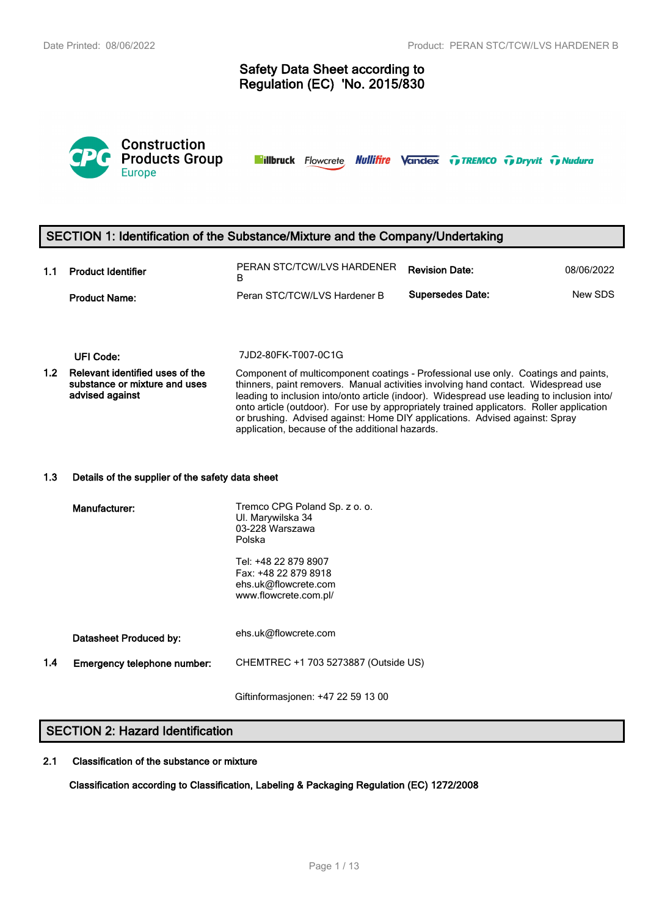# Safety Data Sheet according to Regulation (EC) 'No. 2015/830

Construction Products Group Europe

illbruck Flowcrete Nullifire Vandex TREMCO Dryvit Nudura

## SECTION 1: Identification of the Substance/Mixture and the Company/Undertaking

| | | | | |
|---|---|---|---|---|
| **1.1** | **Product Identifier** | PERAN STC/TCW/LVS HARDENER B | **Revision Date:** | 08/06/2022 |
| | **Product Name:** | Peran STC/TCW/LVS Hardener B | **Supersedes Date:** | New SDS |

**UFI Code:** 7JD2-80FK-T007-0C1G

**1.2 Relevant identified uses of the substance or mixture and uses advised against**

Component of multicomponent coatings - Professional use only. Coatings and paints, thinners, paint removers. Manual activities involving hand contact. Widespread use leading to inclusion into/onto article (indoor). Widespread use leading to inclusion into/ onto article (outdoor). For use by appropriately trained applicators. Roller application or brushing. Advised against: Home DIY applications. Advised against: Spray application, because of the additional hazards.

**1.3 Details of the supplier of the safety data sheet**

**Manufacturer:**

Tremco CPG Poland Sp. z o. o.
Ul. Marywilska 34
03-228 Warszawa
Polska

Tel: +48 22 879 8907
Fax: +48 22 879 8918
ehs.uk@flowcrete.com
www.flowcrete.com.pl/

**Datasheet Produced by:** ehs.uk@flowcrete.com

**1.4 Emergency telephone number:** CHEMTREC +1 703 5273887 (Outside US)

Giftinformasjonen: +47 22 59 13 00

## SECTION 2: Hazard Identification

**2.1 Classification of the substance or mixture**

**Classification according to Classification, Labeling & Packaging Regulation (EC) 1272/2008**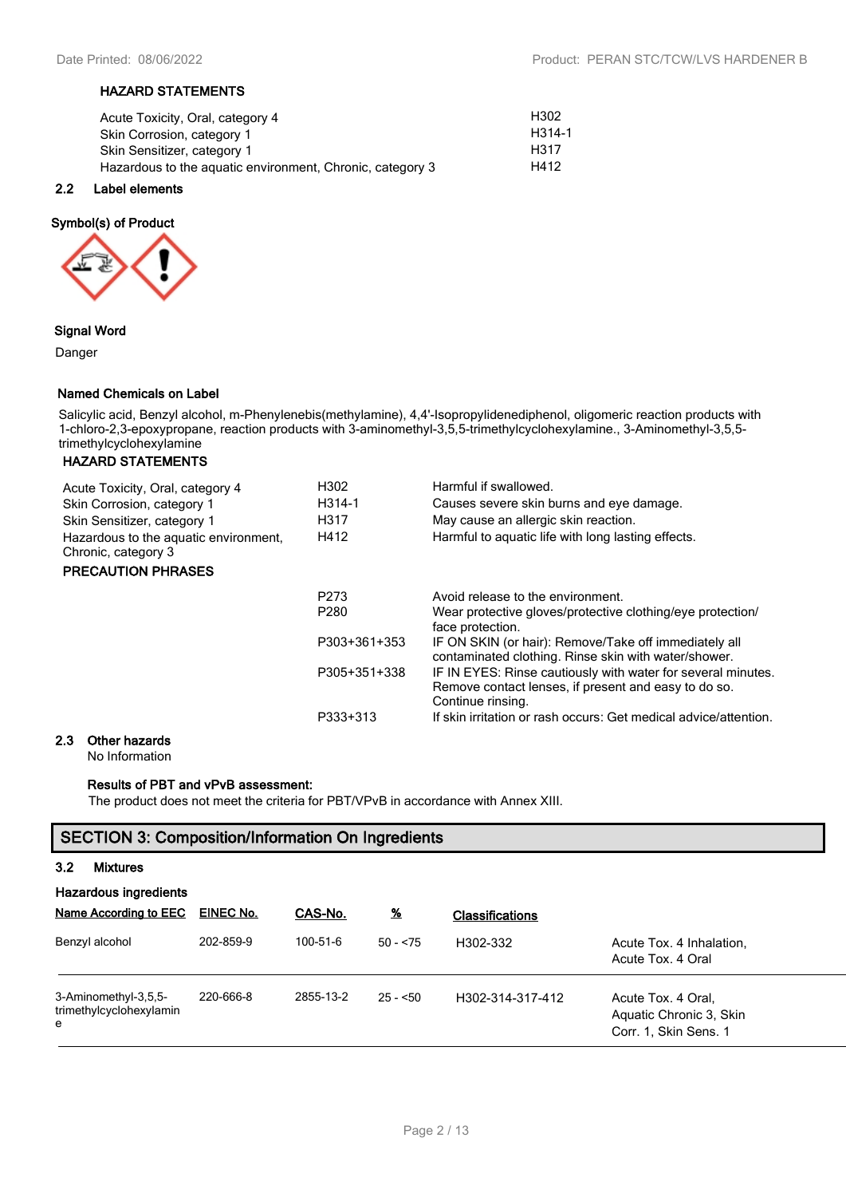### HAZARD STATEMENTS

| | |
|---|---|
| Acute Toxicity, Oral, category 4 | H302 |
| Skin Corrosion, category 1 | H314-1 |
| Skin Sensitizer, category 1 | H317 |
| Hazardous to the aquatic environment, Chronic, category 3 | H412 |

## 2.2 Label elements

**Symbol(s) of Product**

**Signal Word**

Danger

**Named Chemicals on Label**

Salicylic acid, Benzyl alcohol, m-Phenylenebis(methylamine), 4,4'-Isopropylidenediphenol, oligomeric reaction products with 1-chloro-2,3-epoxypropane, reaction products with 3-aminomethyl-3,5,5-trimethylcyclohexylamine., 3-Aminomethyl-3,5,5-trimethylcyclohexylamine

### HAZARD STATEMENTS

| | | |
|---|---|---|
| Acute Toxicity, Oral, category 4 | H302 | Harmful if swallowed. |
| Skin Corrosion, category 1 | H314-1 | Causes severe skin burns and eye damage. |
| Skin Sensitizer, category 1 | H317 | May cause an allergic skin reaction. |
| Hazardous to the aquatic environment, Chronic, category 3 | H412 | Harmful to aquatic life with long lasting effects. |

### PRECAUTION PHRASES

| | |
|---|---|
| P273 | Avoid release to the environment. |
| P280 | Wear protective gloves/protective clothing/eye protection/ face protection. |
| P303+361+353 | IF ON SKIN (or hair): Remove/Take off immediately all contaminated clothing. Rinse skin with water/shower. |
| P305+351+338 | IF IN EYES: Rinse cautiously with water for several minutes. Remove contact lenses, if present and easy to do so. Continue rinsing. |
| P333+313 | If skin irritation or rash occurs: Get medical advice/attention. |

## 2.3 Other hazards

No Information

**Results of PBT and vPvB assessment:**

The product does not meet the criteria for PBT/VPvB in accordance with Annex XIII.

# SECTION 3: Composition/Information On Ingredients

## 3.2 Mixtures

**Hazardous ingredients**

| Name According to EEC | EINEC No. | CAS-No. | % | Classifications | |
|---|---|---|---|---|---|
| Benzyl alcohol | 202-859-9 | 100-51-6 | 50 - <75 | H302-332 | Acute Tox. 4 Inhalation, Acute Tox. 4 Oral |
| 3-Aminomethyl-3,5,5-trimethylcyclohexylamine | 220-666-8 | 2855-13-2 | 25 - <50 | H302-314-317-412 | Acute Tox. 4 Oral, Aquatic Chronic 3, Skin Corr. 1, Skin Sens. 1 |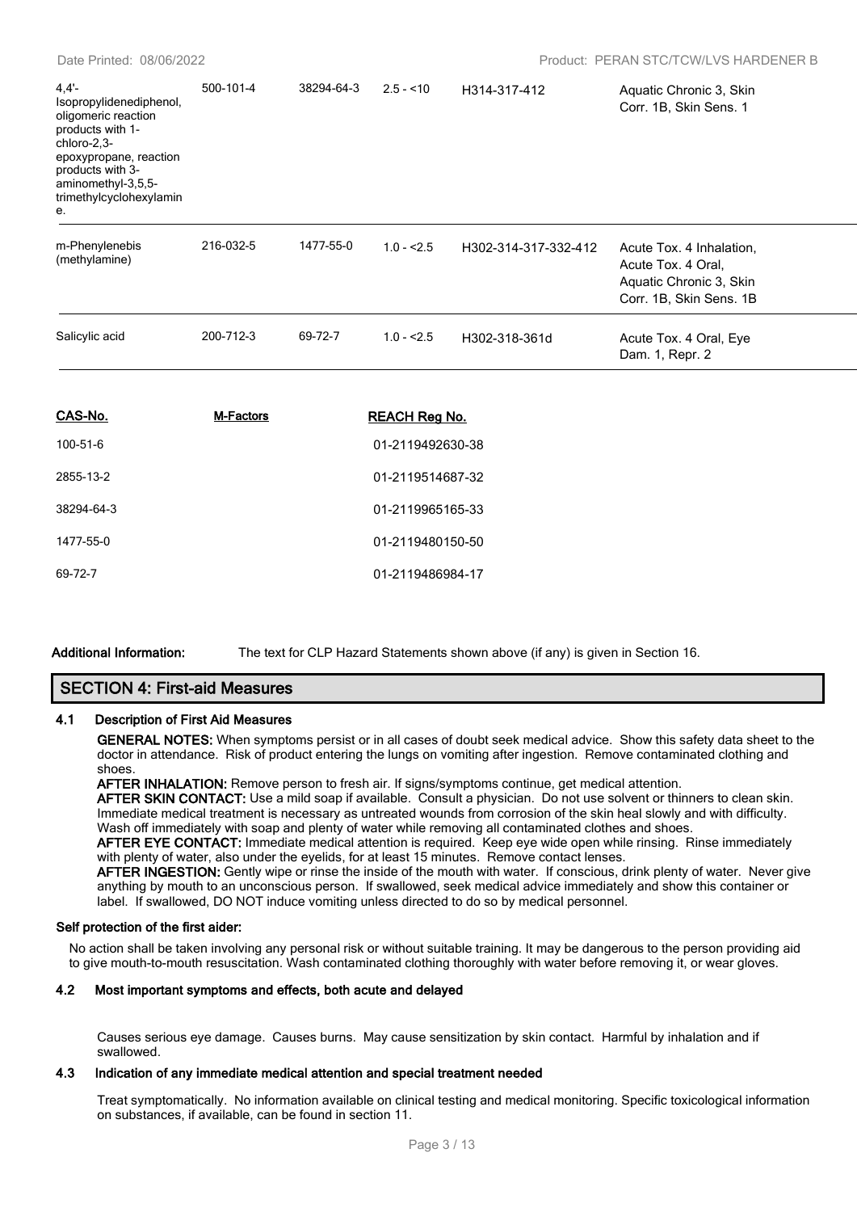| | | | | | |
|---|---|---|---|---|---|
| 4,4'-Isopropylidenediphenol, oligomeric reaction products with 1-chloro-2,3-epoxypropane, reaction products with 3-aminomethyl-3,5,5-trimethylcyclohexylamine. | 500-101-4 | 38294-64-3 | 2.5 - <10 | H314-317-412 | Aquatic Chronic 3, Skin Corr. 1B, Skin Sens. 1 |
| m-Phenylenebis (methylamine) | 216-032-5 | 1477-55-0 | 1.0 - <2.5 | H302-314-317-332-412 | Acute Tox. 4 Inhalation, Acute Tox. 4 Oral, Aquatic Chronic 3, Skin Corr. 1B, Skin Sens. 1B |
| Salicylic acid | 200-712-3 | 69-72-7 | 1.0 - <2.5 | H302-318-361d | Acute Tox. 4 Oral, Eye Dam. 1, Repr. 2 |

| CAS-No. | M-Factors | REACH Reg No. |
|---|---|---|
| 100-51-6 | | 01-2119492630-38 |
| 2855-13-2 | | 01-2119514687-32 |
| 38294-64-3 | | 01-2119965165-33 |
| 1477-55-0 | | 01-2119480150-50 |
| 69-72-7 | | 01-2119486984-17 |

**Additional Information:** The text for CLP Hazard Statements shown above (if any) is given in Section 16.

## SECTION 4: First-aid Measures

### 4.1 Description of First Aid Measures

**GENERAL NOTES:** When symptoms persist or in all cases of doubt seek medical advice. Show this safety data sheet to the doctor in attendance. Risk of product entering the lungs on vomiting after ingestion. Remove contaminated clothing and shoes.

**AFTER INHALATION:** Remove person to fresh air. If signs/symptoms continue, get medical attention.

**AFTER SKIN CONTACT:** Use a mild soap if available. Consult a physician. Do not use solvent or thinners to clean skin. Immediate medical treatment is necessary as untreated wounds from corrosion of the skin heal slowly and with difficulty. Wash off immediately with soap and plenty of water while removing all contaminated clothes and shoes.

**AFTER EYE CONTACT:** Immediate medical attention is required. Keep eye wide open while rinsing. Rinse immediately with plenty of water, also under the eyelids, for at least 15 minutes. Remove contact lenses.

**AFTER INGESTION:** Gently wipe or rinse the inside of the mouth with water. If conscious, drink plenty of water. Never give anything by mouth to an unconscious person. If swallowed, seek medical advice immediately and show this container or label. If swallowed, DO NOT induce vomiting unless directed to do so by medical personnel.

**Self protection of the first aider:**

No action shall be taken involving any personal risk or without suitable training. It may be dangerous to the person providing aid to give mouth-to-mouth resuscitation. Wash contaminated clothing thoroughly with water before removing it, or wear gloves.

### 4.2 Most important symptoms and effects, both acute and delayed

Causes serious eye damage. Causes burns. May cause sensitization by skin contact. Harmful by inhalation and if swallowed.

### 4.3 Indication of any immediate medical attention and special treatment needed

Treat symptomatically. No information available on clinical testing and medical monitoring. Specific toxicological information on substances, if available, can be found in section 11.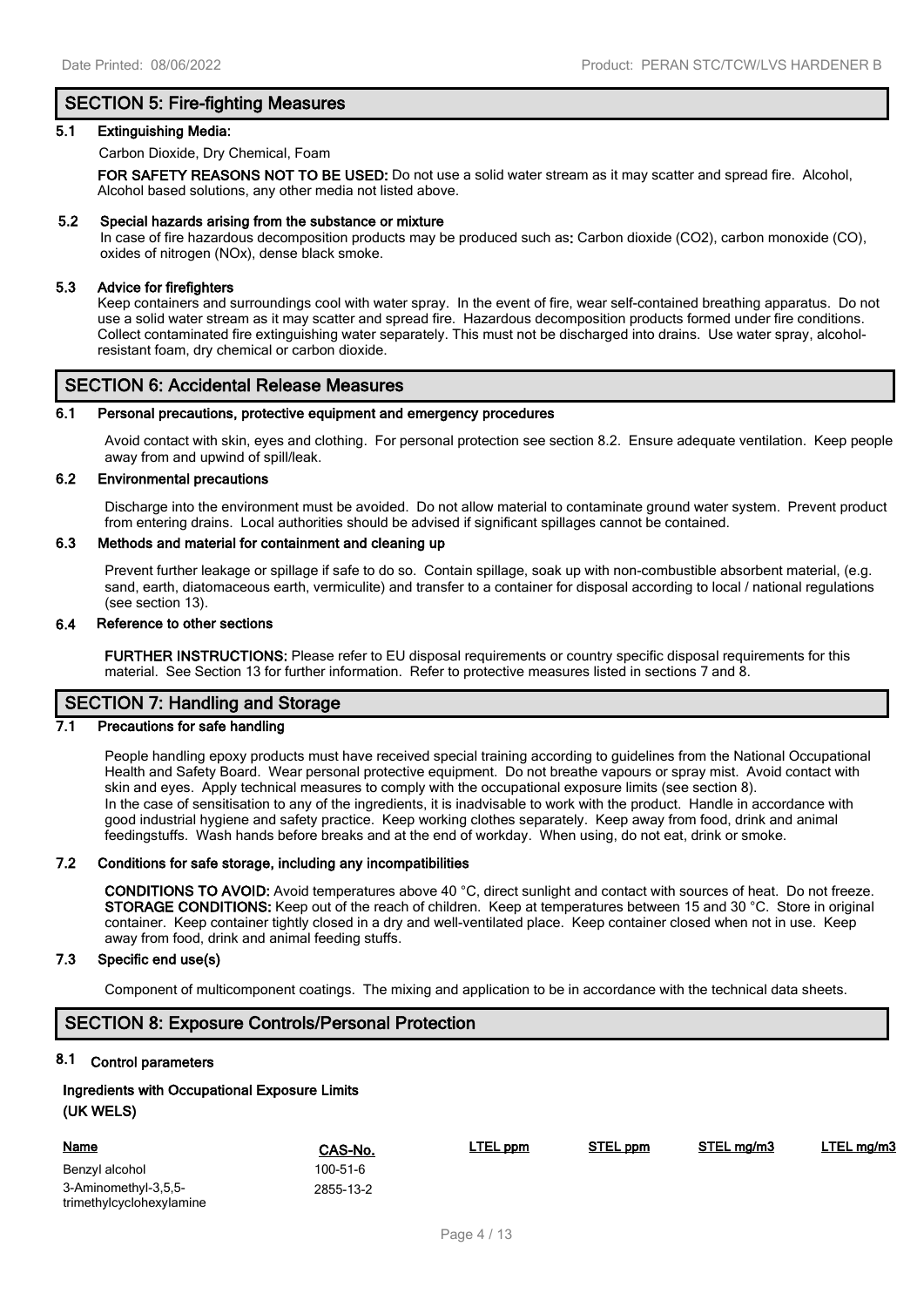## SECTION 5: Fire-fighting Measures

### 5.1 Extinguishing Media:

Carbon Dioxide, Dry Chemical, Foam

**FOR SAFETY REASONS NOT TO BE USED:** Do not use a solid water stream as it may scatter and spread fire. Alcohol, Alcohol based solutions, any other media not listed above.

### 5.2 Special hazards arising from the substance or mixture

In case of fire hazardous decomposition products may be produced such as**:** Carbon dioxide ($CO_2$), carbon monoxide (CO), oxides of nitrogen ($NO_x$), dense black smoke.

### 5.3 Advice for firefighters

Keep containers and surroundings cool with water spray. In the event of fire, wear self-contained breathing apparatus. Do not use a solid water stream as it may scatter and spread fire. Hazardous decomposition products formed under fire conditions. Collect contaminated fire extinguishing water separately. This must not be discharged into drains. Use water spray, alcohol-resistant foam, dry chemical or carbon dioxide.

## SECTION 6: Accidental Release Measures

### 6.1 Personal precautions, protective equipment and emergency procedures

Avoid contact with skin, eyes and clothing. For personal protection see section 8.2. Ensure adequate ventilation. Keep people away from and upwind of spill/leak.

### 6.2 Environmental precautions

Discharge into the environment must be avoided. Do not allow material to contaminate ground water system. Prevent product from entering drains. Local authorities should be advised if significant spillages cannot be contained.

### 6.3 Methods and material for containment and cleaning up

Prevent further leakage or spillage if safe to do so. Contain spillage, soak up with non-combustible absorbent material, (e.g. sand, earth, diatomaceous earth, vermiculite) and transfer to a container for disposal according to local / national regulations (see section 13).

### 6.4 Reference to other sections

**FURTHER INSTRUCTIONS:** Please refer to EU disposal requirements or country specific disposal requirements for this material. See Section 13 for further information. Refer to protective measures listed in sections 7 and 8.

## SECTION 7: Handling and Storage

### 7.1 Precautions for safe handling

People handling epoxy products must have received special training according to guidelines from the National Occupational Health and Safety Board. Wear personal protective equipment. Do not breathe vapours or spray mist. Avoid contact with skin and eyes. Apply technical measures to comply with the occupational exposure limits (see section 8).
In the case of sensitisation to any of the ingredients, it is inadvisable to work with the product. Handle in accordance with good industrial hygiene and safety practice. Keep working clothes separately. Keep away from food, drink and animal feedingstuffs. Wash hands before breaks and at the end of workday. When using, do not eat, drink or smoke.

### 7.2 Conditions for safe storage, including any incompatibilities

**CONDITIONS TO AVOID:** Avoid temperatures above 40 °C, direct sunlight and contact with sources of heat. Do not freeze.
**STORAGE CONDITIONS:** Keep out of the reach of children. Keep at temperatures between 15 and 30 °C. Store in original container. Keep container tightly closed in a dry and well-ventilated place. Keep container closed when not in use. Keep away from food, drink and animal feeding stuffs.

### 7.3 Specific end use(s)

Component of multicomponent coatings. The mixing and application to be in accordance with the technical data sheets.

## SECTION 8: Exposure Controls/Personal Protection

### 8.1 Control parameters

**Ingredients with Occupational Exposure Limits**
**(UK WELS)**

| Name | CAS-No. | LTEL ppm | STEL ppm | STEL mg/m3 | LTEL mg/m3 |
|---|---|---|---|---|---|
| Benzyl alcohol | 100-51-6 | | | | |
| 3-Aminomethyl-3,5,5-trimethylcyclohexylamine | 2855-13-2 | | | | |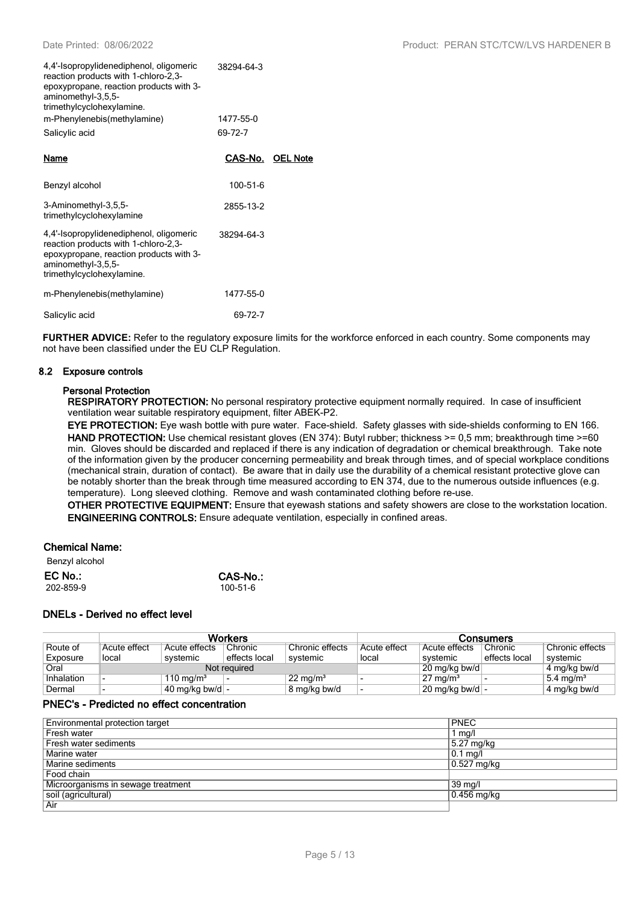| | |
|---|---|
| 4,4'-Isopropylidenediphenol, oligomeric reaction products with 1-chloro-2,3-epoxypropane, reaction products with 3-aminomethyl-3,5,5-trimethylcyclohexylamine. | 38294-64-3 |
| m-Phenylenebis(methylamine) | 1477-55-0 |
| Salicylic acid | 69-72-7 |

| Name | CAS-No. | OEL Note |
|---|---|---|
| Benzyl alcohol | 100-51-6 | |
| 3-Aminomethyl-3,5,5-trimethylcyclohexylamine | 2855-13-2 | |
| 4,4'-Isopropylidenediphenol, oligomeric reaction products with 1-chloro-2,3-epoxypropane, reaction products with 3-aminomethyl-3,5,5-trimethylcyclohexylamine. | 38294-64-3 | |
| m-Phenylenebis(methylamine) | 1477-55-0 | |
| Salicylic acid | 69-72-7 | |

**FURTHER ADVICE:** Refer to the regulatory exposure limits for the workforce enforced in each country. Some components may not have been classified under the EU CLP Regulation.

### 8.2 Exposure controls

#### Personal Protection

**RESPIRATORY PROTECTION:** No personal respiratory protective equipment normally required. In case of insufficient ventilation wear suitable respiratory equipment, filter ABEK-P2.

**EYE PROTECTION:** Eye wash bottle with pure water. Face-shield. Safety glasses with side-shields conforming to EN 166.

**HAND PROTECTION:** Use chemical resistant gloves (EN 374): Butyl rubber; thickness >= 0,5 mm; breakthrough time >=60 min. Gloves should be discarded and replaced if there is any indication of degradation or chemical breakthrough. Take note of the information given by the producer concerning permeability and break through times, and of special workplace conditions (mechanical strain, duration of contact). Be aware that in daily use the durability of a chemical resistant protective glove can be notably shorter than the break through time measured according to EN 374, due to the numerous outside influences (e.g. temperature). Long sleeved clothing. Remove and wash contaminated clothing before re-use.

**OTHER PROTECTIVE EQUIPMENT:** Ensure that eyewash stations and safety showers are close to the workstation location.

**ENGINEERING CONTROLS:** Ensure adequate ventilation, especially in confined areas.

#### Chemical Name:

Benzyl alcohol

**EC No.:** 202-859-9

**CAS-No.:** 100-51-6

#### DNELs - Derived no effect level

| | Workers | | | | Consumers | | | |
|---|---|---|---|---|---|---|---|---|
| Route of Exposure | Acute effect local | Acute effects systemic | Chronic effects local | Chronic effects systemic | Acute effect local | Acute effects systemic | Chronic effects local | Chronic effects systemic |
| Oral | Not required | | | | | 20 mg/kg bw/d | | 4 mg/kg bw/d |
| Inhalation | - | 110 mg/m³ | - | 22 mg/m³ | - | 27 mg/m³ | - | 5.4 mg/m³ |
| Dermal | - | 40 mg/kg bw/d | - | 8 mg/kg bw/d | - | 20 mg/kg bw/d | - | 4 mg/kg bw/d |

#### PNEC's - Predicted no effect concentration

| Environmental protection target | PNEC |
|---|---|
| Fresh water | 1 mg/l |
| Fresh water sediments | 5.27 mg/kg |
| Marine water | 0.1 mg/l |
| Marine sediments | 0.527 mg/kg |
| Food chain | |
| Microorganisms in sewage treatment | 39 mg/l |
| soil (agricultural) | 0.456 mg/kg |
| Air | |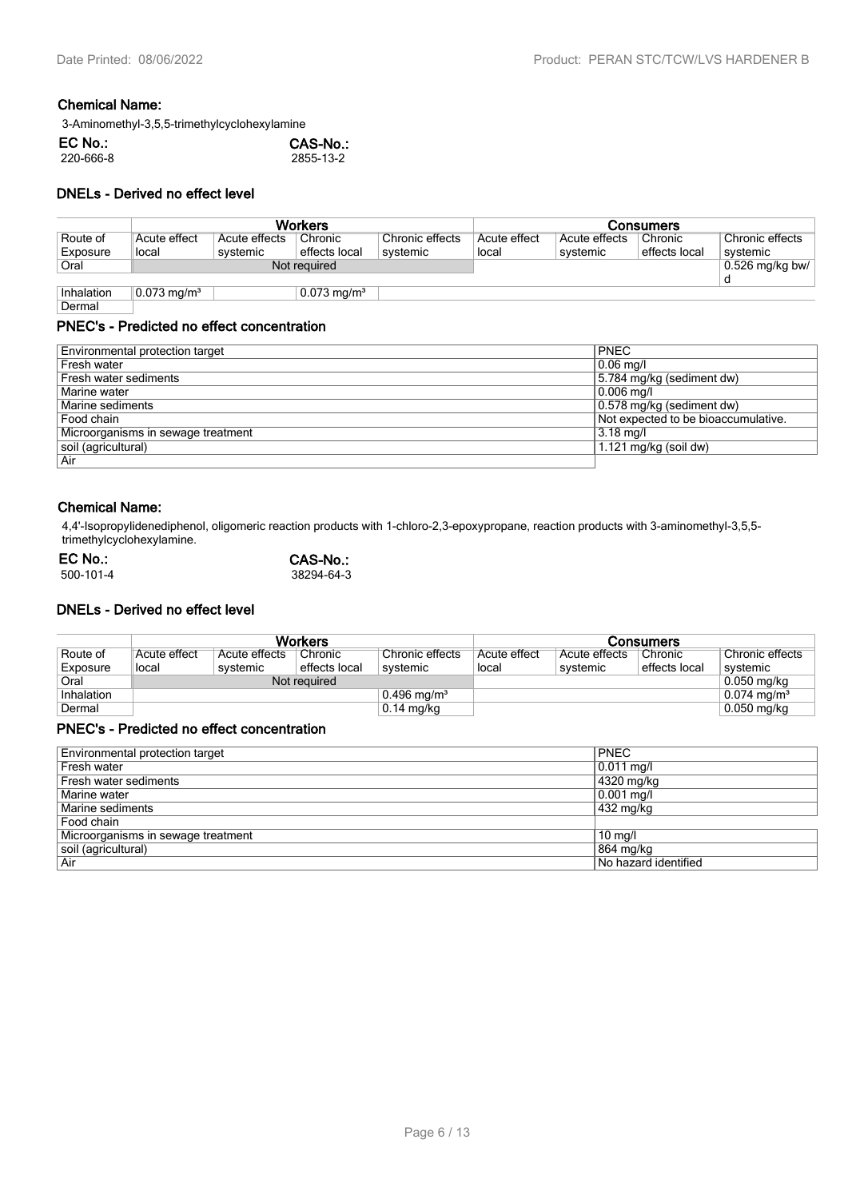### Chemical Name:

3-Aminomethyl-3,5,5-trimethylcyclohexylamine

| EC No.: | CAS-No.: |
|---|---|
| 220-666-8 | 2855-13-2 |

### DNELs - Derived no effect level

| | Workers | | | | Consumers | | | |
|---|---|---|---|---|---|---|---|---|
| Route of Exposure | Acute effect local | Acute effects systemic | Chronic effects local | Chronic effects systemic | Acute effect local | Acute effects systemic | Chronic effects local | Chronic effects systemic |
| Oral | Not required | | | | | | | 0.526 mg/kg bw/d |
| Inhalation | 0.073 mg/m³ | | 0.073 mg/m³ | | | | | |
| Dermal | | | | | | | | |

### PNEC's - Predicted no effect concentration

| Environmental protection target | PNEC |
|---|---|
| Fresh water | 0.06 mg/l |
| Fresh water sediments | 5.784 mg/kg (sediment dw) |
| Marine water | 0.006 mg/l |
| Marine sediments | 0.578 mg/kg (sediment dw) |
| Food chain | Not expected to be bioaccumulative. |
| Microorganisms in sewage treatment | 3.18 mg/l |
| soil (agricultural) | 1.121 mg/kg (soil dw) |
| Air | |

### Chemical Name:

4,4'-Isopropylidenediphenol, oligomeric reaction products with 1-chloro-2,3-epoxypropane, reaction products with 3-aminomethyl-3,5,5-trimethylcyclohexylamine.

| EC No.: | CAS-No.: |
|---|---|
| 500-101-4 | 38294-64-3 |

### DNELs - Derived no effect level

| | Workers | | | | Consumers | | | |
|---|---|---|---|---|---|---|---|---|
| Route of Exposure | Acute effect local | Acute effects systemic | Chronic effects local | Chronic effects systemic | Acute effect local | Acute effects systemic | Chronic effects local | Chronic effects systemic |
| Oral | Not required | | | | | | | 0.050 mg/kg |
| Inhalation | | | | 0.496 mg/m³ | | | | 0.074 mg/m³ |
| Dermal | | | | 0.14 mg/kg | | | | 0.050 mg/kg |

### PNEC's - Predicted no effect concentration

| Environmental protection target | PNEC |
|---|---|
| Fresh water | 0.011 mg/l |
| Fresh water sediments | 4320 mg/kg |
| Marine water | 0.001 mg/l |
| Marine sediments | 432 mg/kg |
| Food chain | |
| Microorganisms in sewage treatment | 10 mg/l |
| soil (agricultural) | 864 mg/kg |
| Air | No hazard identified |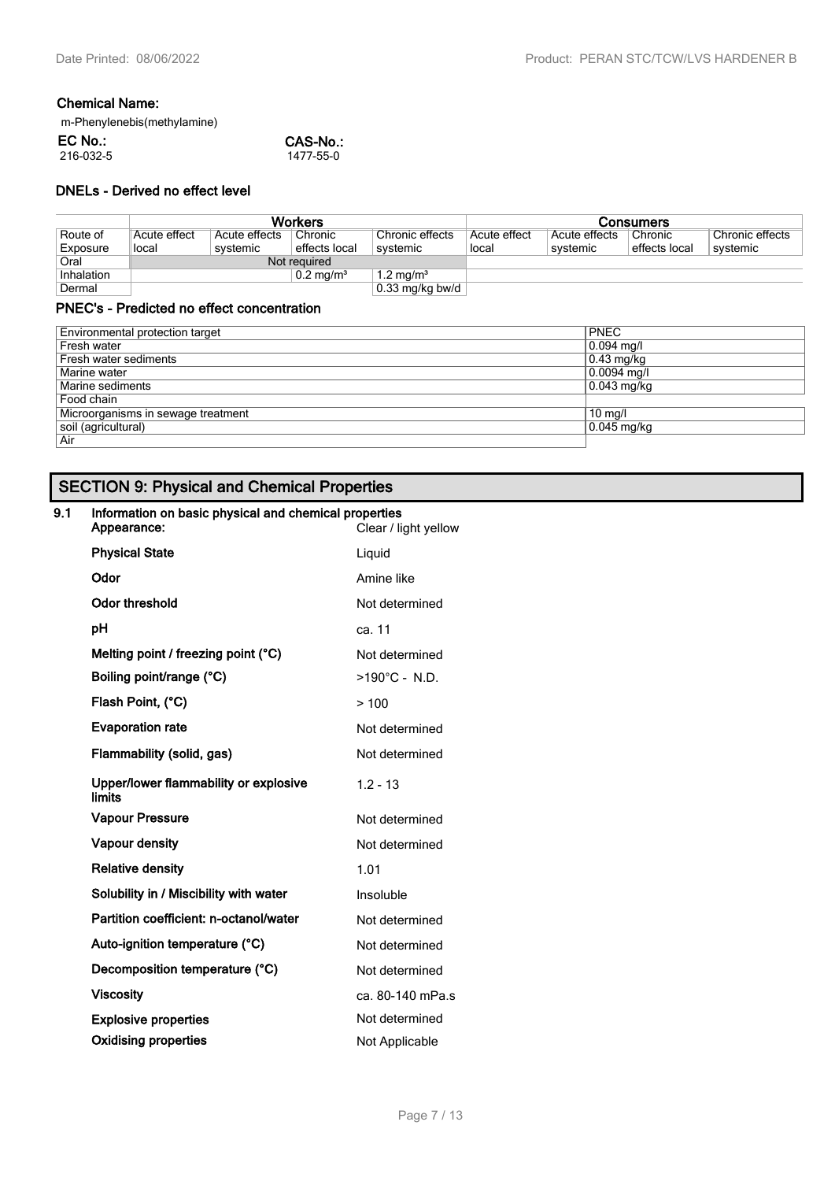**Chemical Name:**

m-Phenylenebis(methylamine)

| **EC No.:** | **CAS-No.:** |
|---|---|
| 216-032-5 | 1477-55-0 |

### DNELs - Derived no effect level

| | Workers | | | | Consumers | | | |
|---|---|---|---|---|---|---|---|---|
| Route of Exposure | Acute effect local | Acute effects systemic | Chronic effects local | Chronic effects systemic | Acute effect local | Acute effects systemic | Chronic effects local | Chronic effects systemic |
| Oral | Not required | | | | | | | |
| Inhalation | | | 0.2 mg/m³ | 1.2 mg/m³ | | | | |
| Dermal | | | | 0.33 mg/kg bw/d | | | | |

### PNEC's - Predicted no effect concentration

| Environmental protection target | PNEC |
|---|---|
| Fresh water | 0.094 mg/l |
| Fresh water sediments | 0.43 mg/kg |
| Marine water | 0.0094 mg/l |
| Marine sediments | 0.043 mg/kg |
| Food chain | |
| Microorganisms in sewage treatment | 10 mg/l |
| soil (agricultural) | 0.045 mg/kg |
| Air | |

## SECTION 9: Physical and Chemical Properties

### 9.1 Information on basic physical and chemical properties

| | |
|---|---|
| **Appearance:** | Clear / light yellow |
| **Physical State** | Liquid |
| **Odor** | Amine like |
| **Odor threshold** | Not determined |
| **pH** | ca. 11 |
| **Melting point / freezing point (°C)** | Not determined |
| **Boiling point/range (°C)** | >190°C - N.D. |
| **Flash Point, (°C)** | > 100 |
| **Evaporation rate** | Not determined |
| **Flammability (solid, gas)** | Not determined |
| **Upper/lower flammability or explosive limits** | 1.2 - 13 |
| **Vapour Pressure** | Not determined |
| **Vapour density** | Not determined |
| **Relative density** | 1.01 |
| **Solubility in / Miscibility with water** | Insoluble |
| **Partition coefficient: n-octanol/water** | Not determined |
| **Auto-ignition temperature (°C)** | Not determined |
| **Decomposition temperature (°C)** | Not determined |
| **Viscosity** | ca. 80-140 mPa.s |
| **Explosive properties** | Not determined |
| **Oxidising properties** | Not Applicable |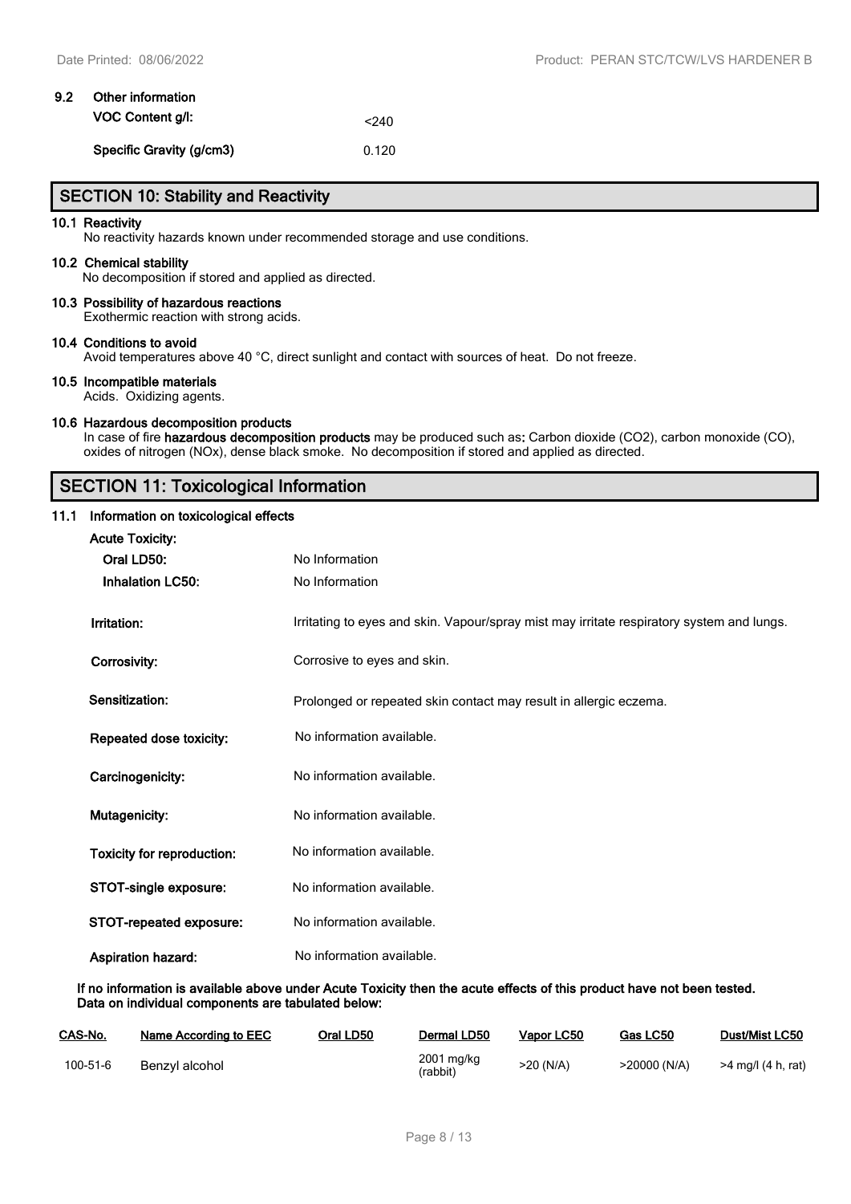### 9.2 Other information

**VOC Content g/l:** <240

**Specific Gravity (g/cm3)** 0.120

## SECTION 10: Stability and Reactivity

**10.1 Reactivity**
No reactivity hazards known under recommended storage and use conditions.

**10.2 Chemical stability**
No decomposition if stored and applied as directed.

**10.3 Possibility of hazardous reactions**
Exothermic reaction with strong acids.

**10.4 Conditions to avoid**
Avoid temperatures above 40 °C, direct sunlight and contact with sources of heat. Do not freeze.

**10.5 Incompatible materials**
Acids. Oxidizing agents.

**10.6 Hazardous decomposition products**
In case of fire **hazardous decomposition products** may be produced such as**:** Carbon dioxide ($CO_2$), carbon monoxide (CO), oxides of nitrogen (NOx), dense black smoke. No decomposition if stored and applied as directed.

## SECTION 11: Toxicological Information

### 11.1 Information on toxicological effects

**Acute Toxicity:**

**Oral LD50:** No Information

**Inhalation LC50:** No Information

**Irritation:** Irritating to eyes and skin. Vapour/spray mist may irritate respiratory system and lungs.

**Corrosivity:** Corrosive to eyes and skin.

**Sensitization:** Prolonged or repeated skin contact may result in allergic eczema.

**Repeated dose toxicity:** No information available.

**Carcinogenicity:** No information available.

**Mutagenicity:** No information available.

**Toxicity for reproduction:** No information available.

**STOT-single exposure:** No information available.

**STOT-repeated exposure:** No information available.

**Aspiration hazard:** No information available.

**If no information is available above under Acute Toxicity then the acute effects of this product have not been tested. Data on individual components are tabulated below:**

| CAS-No. | Name According to EEC | Oral LD50 | Dermal LD50 | Vapor LC50 | Gas LC50 | Dust/Mist LC50 |
|---|---|---|---|---|---|---|
| 100-51-6 | Benzyl alcohol | | 2001 mg/kg (rabbit) | >20 (N/A) | >20000 (N/A) | >4 mg/l (4 h, rat) |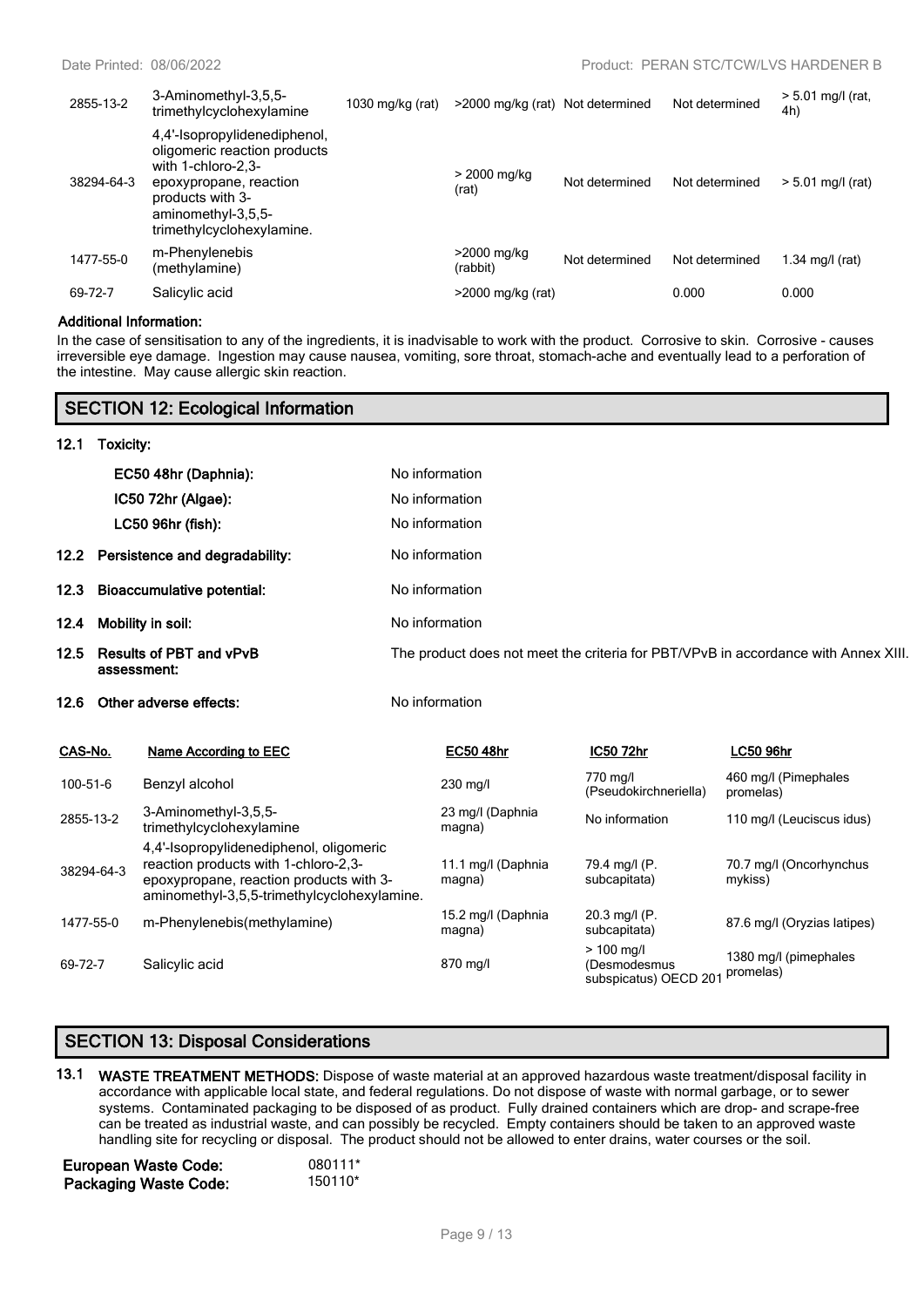| | | | | | | |
|---|---|---|---|---|---|---|
| 2855-13-2 | 3-Aminomethyl-3,5,5-trimethylcyclohexylamine | 1030 mg/kg (rat) | >2000 mg/kg (rat) | Not determined | Not determined | > 5.01 mg/l (rat, 4h) |
| 38294-64-3 | 4,4'-Isopropylidenediphenol, oligomeric reaction products with 1-chloro-2,3-epoxypropane, reaction products with 3-aminomethyl-3,5,5-trimethylcyclohexylamine. | | > 2000 mg/kg (rat) | Not determined | Not determined | > 5.01 mg/l (rat) |
| 1477-55-0 | m-Phenylenebis (methylamine) | | >2000 mg/kg (rabbit) | Not determined | Not determined | 1.34 mg/l (rat) |
| 69-72-7 | Salicylic acid | | >2000 mg/kg (rat) | | 0.000 | 0.000 |

**Additional Information:**

In the case of sensitisation to any of the ingredients, it is inadvisable to work with the product. Corrosive to skin. Corrosive - causes irreversible eye damage. Ingestion may cause nausea, vomiting, sore throat, stomach-ache and eventually lead to a perforation of the intestine. May cause allergic skin reaction.

## SECTION 12: Ecological Information

**12.1 Toxicity:**

**EC50 48hr (Daphnia):** No information

**IC50 72hr (Algae):** No information

**LC50 96hr (fish):** No information

**12.2 Persistence and degradability:** No information

**12.3 Bioaccumulative potential:** No information

**12.4 Mobility in soil:** No information

**12.5 Results of PBT and vPvB assessment:** The product does not meet the criteria for PBT/VPvB in accordance with Annex XIII.

**12.6 Other adverse effects:** No information

| CAS-No. | Name According to EEC | EC50 48hr | IC50 72hr | LC50 96hr |
|---|---|---|---|---|
| 100-51-6 | Benzyl alcohol | 230 mg/l | 770 mg/l (Pseudokirchneriella) | 460 mg/l (Pimephales promelas) |
| 2855-13-2 | 3-Aminomethyl-3,5,5-trimethylcyclohexylamine | 23 mg/l (Daphnia magna) | No information | 110 mg/l (Leuciscus idus) |
| 38294-64-3 | 4,4'-Isopropylidenediphenol, oligomeric reaction products with 1-chloro-2,3-epoxypropane, reaction products with 3-aminomethyl-3,5,5-trimethylcyclohexylamine. | 11.1 mg/l (Daphnia magna) | 79.4 mg/l (P. subcapitata) | 70.7 mg/l (Oncorhynchus mykiss) |
| 1477-55-0 | m-Phenylenebis(methylamine) | 15.2 mg/l (Daphnia magna) | 20.3 mg/l (P. subcapitata) | 87.6 mg/l (Oryzias latipes) |
| 69-72-7 | Salicylic acid | 870 mg/l | > 100 mg/l (Desmodesmus subspicatus) OECD 201 | 1380 mg/l (pimephales promelas) |

## SECTION 13: Disposal Considerations

**13.1 WASTE TREATMENT METHODS:** Dispose of waste material at an approved hazardous waste treatment/disposal facility in accordance with applicable local state, and federal regulations. Do not dispose of waste with normal garbage, or to sewer systems. Contaminated packaging to be disposed of as product. Fully drained containers which are drop- and scrape-free can be treated as industrial waste, and can possibly be recycled. Empty containers should be taken to an approved waste handling site for recycling or disposal. The product should not be allowed to enter drains, water courses or the soil.

**European Waste Code:** 080111*

**Packaging Waste Code:** 150110*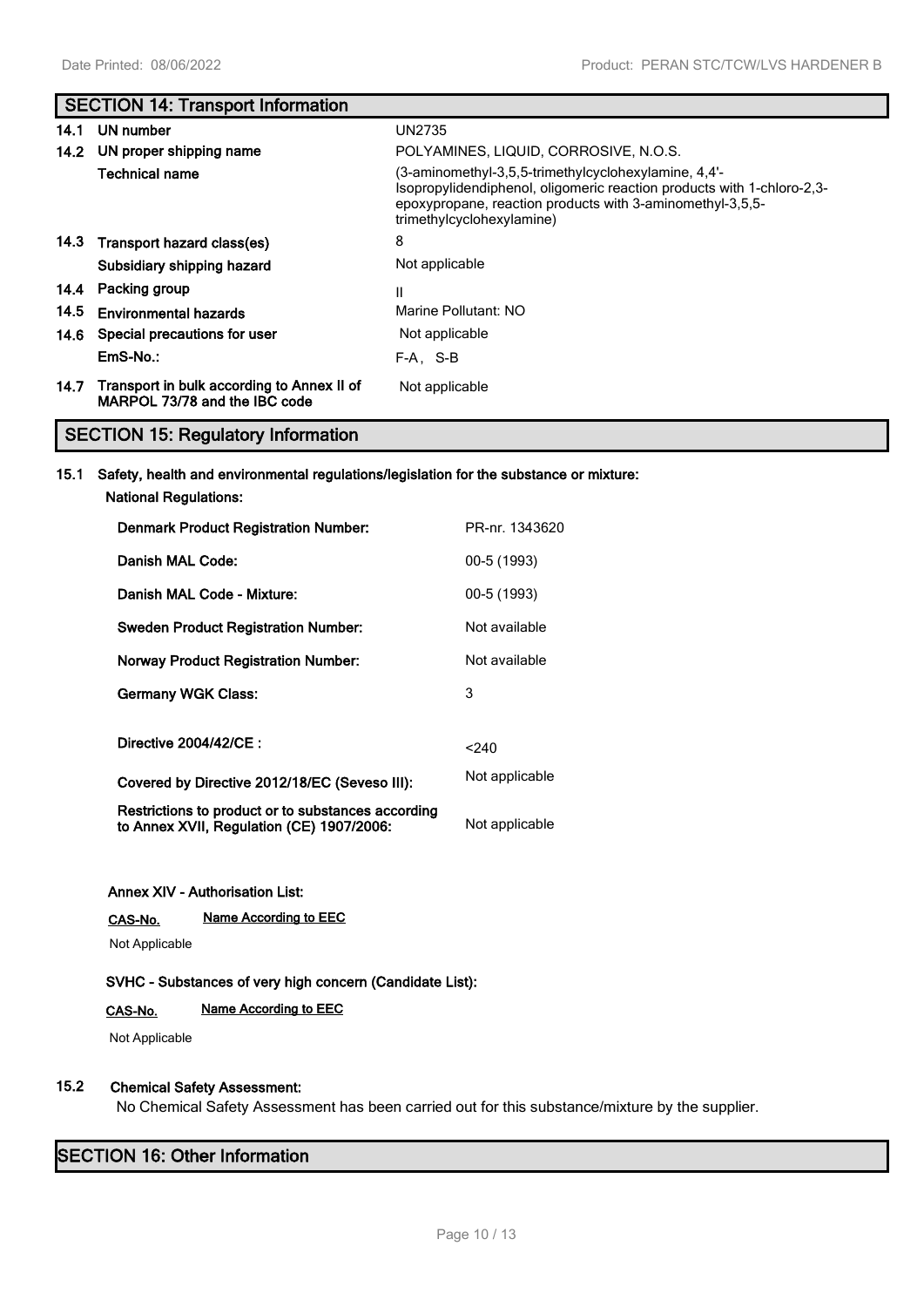## SECTION 14: Transport Information

| | | |
|---|---|---|
| **14.1** | **UN number** | UN2735 |
| **14.2** | **UN proper shipping name** | POLYAMINES, LIQUID, CORROSIVE, N.O.S. |
| | **Technical name** | (3-aminomethyl-3,5,5-trimethylcyclohexylamine, 4,4'-Isopropylidendiphenol, oligomeric reaction products with 1-chloro-2,3-epoxypropane, reaction products with 3-aminomethyl-3,5,5-trimethylcyclohexylamine) |
| **14.3** | **Transport hazard class(es)** | 8 |
| | **Subsidiary shipping hazard** | Not applicable |
| **14.4** | **Packing group** | II |
| **14.5** | **Environmental hazards** | Marine Pollutant: NO |
| **14.6** | **Special precautions for user** | Not applicable |
| | **EmS-No.:** | F-A，S-B |
| **14.7** | **Transport in bulk according to Annex II of MARPOL 73/78 and the IBC code** | Not applicable |

## SECTION 15: Regulatory Information

**15.1 Safety, health and environmental regulations/legislation for the substance or mixture:**

**National Regulations:**

| | |
|---|---|
| **Denmark Product Registration Number:** | PR-nr. 1343620 |
| **Danish MAL Code:** | 00-5 (1993) |
| **Danish MAL Code - Mixture:** | 00-5 (1993) |
| **Sweden Product Registration Number:** | Not available |
| **Norway Product Registration Number:** | Not available |
| **Germany WGK Class:** | 3 |
| **Directive 2004/42/CE :** | <240 |
| **Covered by Directive 2012/18/EC (Seveso III):** | Not applicable |
| **Restrictions to product or to substances according to Annex XVII, Regulation (CE) 1907/2006:** | Not applicable |

**Annex XIV - Authorisation List:**

| CAS-No. | Name According to EEC |
|---|---|
| Not Applicable | |

**SVHC - Substances of very high concern (Candidate List):**

| CAS-No. | Name According to EEC |
|---|---|
| Not Applicable | |

**15.2 Chemical Safety Assessment:**

No Chemical Safety Assessment has been carried out for this substance/mixture by the supplier.

## SECTION 16: Other Information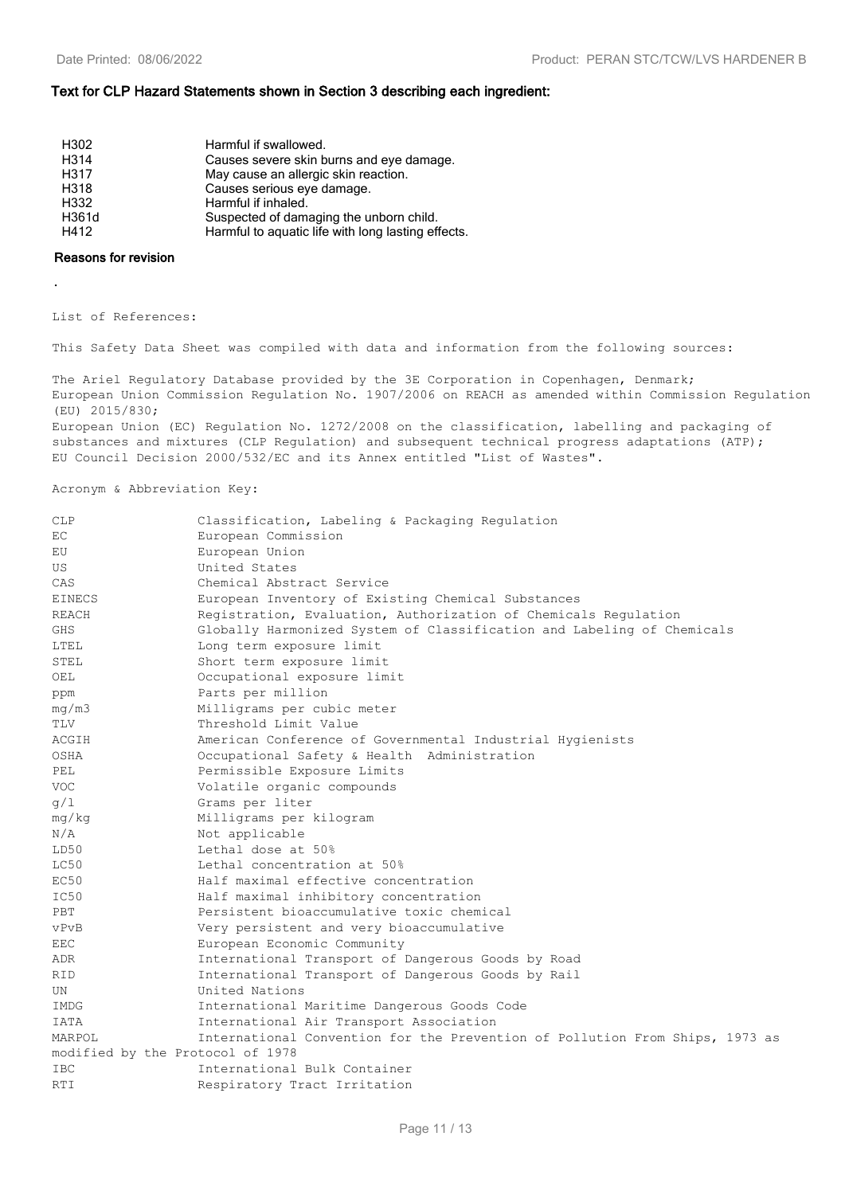### Text for CLP Hazard Statements shown in Section 3 describing each ingredient:

| | |
|---|---|
| H302 | Harmful if swallowed. |
| H314 | Causes severe skin burns and eye damage. |
| H317 | May cause an allergic skin reaction. |
| H318 | Causes serious eye damage. |
| H332 | Harmful if inhaled. |
| H361d | Suspected of damaging the unborn child. |
| H412 | Harmful to aquatic life with long lasting effects. |

### Reasons for revision

.

List of References:

This Safety Data Sheet was compiled with data and information from the following sources:

The Ariel Regulatory Database provided by the 3E Corporation in Copenhagen, Denmark;
European Union Commission Regulation No. 1907/2006 on REACH as amended within Commission Regulation (EU) 2015/830;
European Union (EC) Regulation No. 1272/2008 on the classification, labelling and packaging of substances and mixtures (CLP Regulation) and subsequent technical progress adaptations (ATP);
EU Council Decision 2000/532/EC and its Annex entitled "List of Wastes".

Acronym & Abbreviation Key:

| | |
|---|---|
| CLP | Classification, Labeling & Packaging Regulation |
| EC | European Commission |
| EU | European Union |
| US | United States |
| CAS | Chemical Abstract Service |
| EINECS | European Inventory of Existing Chemical Substances |
| REACH | Registration, Evaluation, Authorization of Chemicals Regulation |
| GHS | Globally Harmonized System of Classification and Labeling of Chemicals |
| LTEL | Long term exposure limit |
| STEL | Short term exposure limit |
| OEL | Occupational exposure limit |
| ppm | Parts per million |
| mg/m3 | Milligrams per cubic meter |
| TLV | Threshold Limit Value |
| ACGIH | American Conference of Governmental Industrial Hygienists |
| OSHA | Occupational Safety & Health Administration |
| PEL | Permissible Exposure Limits |
| VOC | Volatile organic compounds |
| g/l | Grams per liter |
| mg/kg | Milligrams per kilogram |
| N/A | Not applicable |
| LD50 | Lethal dose at 50% |
| LC50 | Lethal concentration at 50% |
| EC50 | Half maximal effective concentration |
| IC50 | Half maximal inhibitory concentration |
| PBT | Persistent bioaccumulative toxic chemical |
| vPvB | Very persistent and very bioaccumulative |
| EEC | European Economic Community |
| ADR | International Transport of Dangerous Goods by Road |
| RID | International Transport of Dangerous Goods by Rail |
| UN | United Nations |
| IMDG | International Maritime Dangerous Goods Code |
| IATA | International Air Transport Association |
| MARPOL | International Convention for the Prevention of Pollution From Ships, 1973 as modified by the Protocol of 1978 |
| IBC | International Bulk Container |
| RTI | Respiratory Tract Irritation |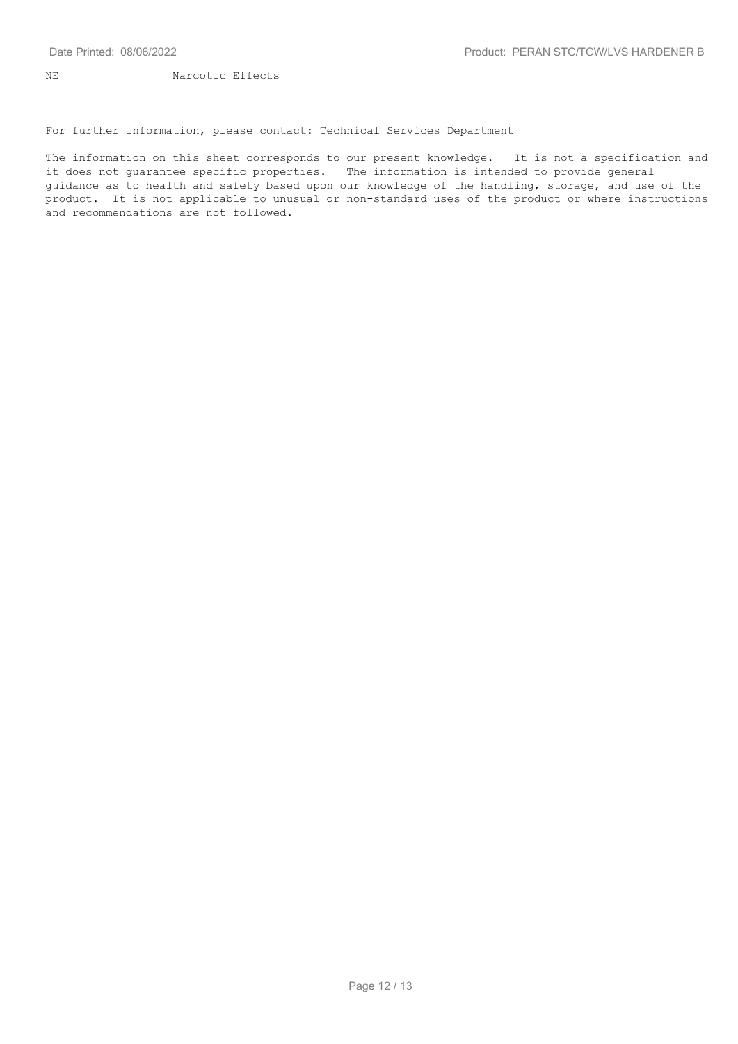NE Narcotic Effects

For further information, please contact: Technical Services Department

The information on this sheet corresponds to our present knowledge. It is not a specification and it does not guarantee specific properties. The information is intended to provide general guidance as to health and safety based upon our knowledge of the handling, storage, and use of the product. It is not applicable to unusual or non-standard uses of the product or where instructions and recommendations are not followed.